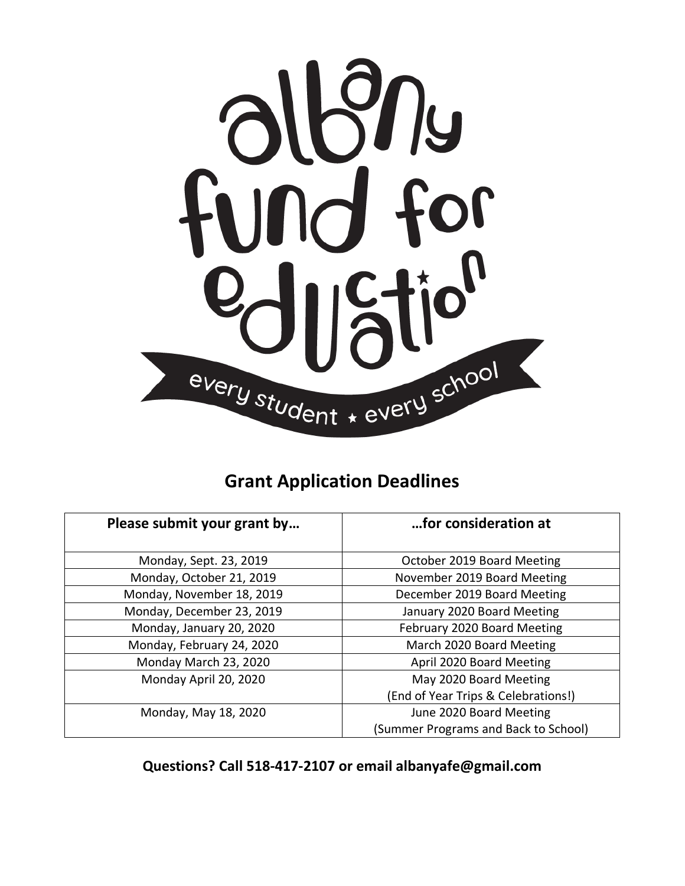albany fund for education

every student ★ every school

## Grant Application Deadlines

| Please submit your grant by… | …for consideration at |
| --- | --- |
| Monday, Sept. 23, 2019 | October 2019 Board Meeting |
| Monday, October 21, 2019 | November 2019 Board Meeting |
| Monday, November 18, 2019 | December 2019 Board Meeting |
| Monday, December 23, 2019 | January 2020 Board Meeting |
| Monday, January 20, 2020 | February 2020 Board Meeting |
| Monday, February 24, 2020 | March 2020 Board Meeting |
| Monday March 23, 2020 | April 2020 Board Meeting |
| Monday April 20, 2020 | May 2020 Board Meeting (End of Year Trips & Celebrations!) |
| Monday, May 18, 2020 | June 2020 Board Meeting (Summer Programs and Back to School) |

**Questions? Call 518-417-2107 or email albanyafe@gmail.com**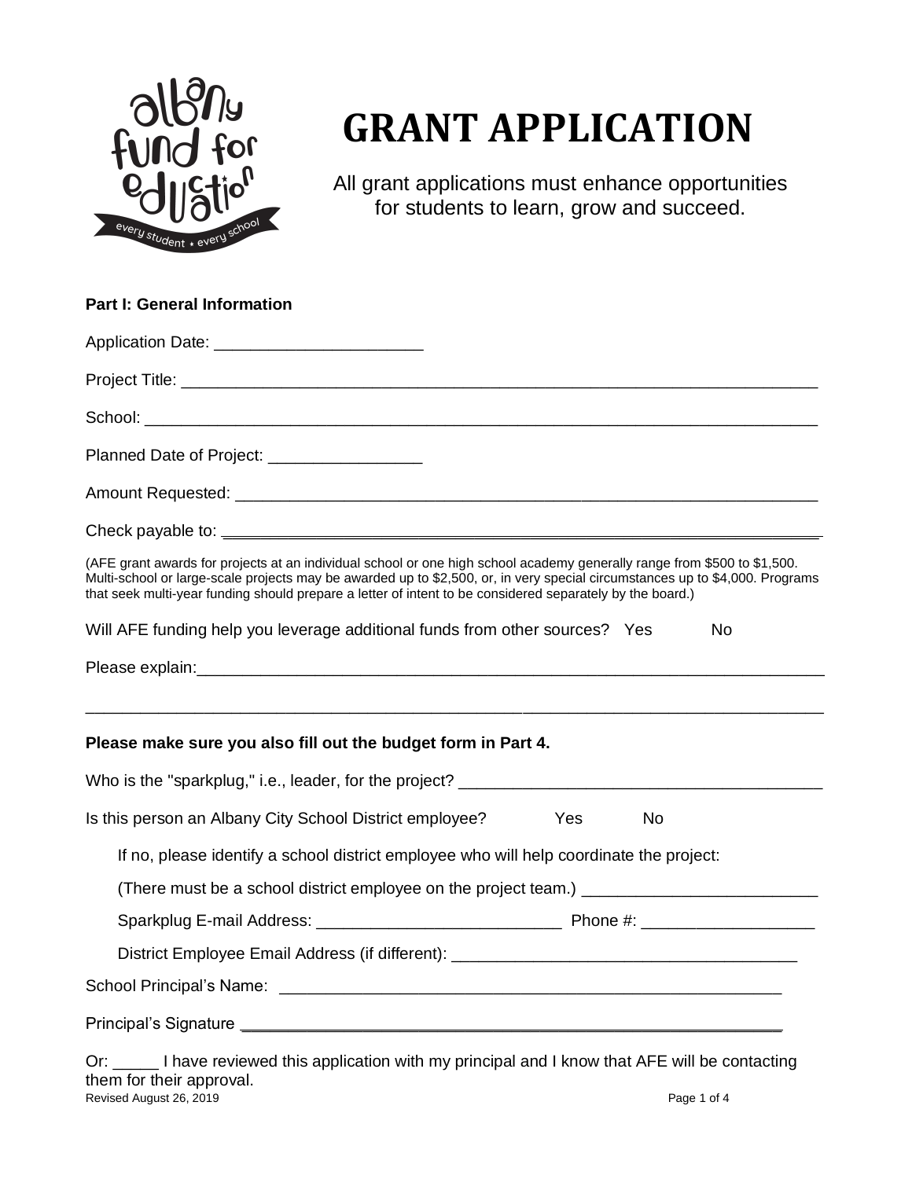# GRANT APPLICATION

All grant applications must enhance opportunities for students to learn, grow and succeed.

**Part I: General Information**

Application Date: ______________________

Project Title: ________________________________________________________________________

School: ___________________________________________________________________________

Planned Date of Project: ________________

Amount Requested: ____________________________________________________________

Check payable to: ______________________________________________________________

(AFE grant awards for projects at an individual school or one high school academy generally range from $500 to $1,500. Multi-school or large-scale projects may be awarded up to $2,500, or, in very special circumstances up to $4,000. Programs that seek multi-year funding should prepare a letter of intent to be considered separately by the board.)

Will AFE funding help you leverage additional funds from other sources? Yes No

Please explain:_________________________________________________________________

______________________________________________________________________________

**Please make sure you also fill out the budget form in Part 4.**

Who is the "sparkplug," i.e., leader, for the project? ________________________________________

Is this person an Albany City School District employee? Yes No

If no, please identify a school district employee who will help coordinate the project:

(There must be a school district employee on the project team.) _________________________

Sparkplug E-mail Address: ___________________________ Phone #: ___________________

District Employee Email Address (if different): ______________________________________

School Principal's Name: ________________________________________________________

Principal's Signature ____________________________________________________________

Or: _____ I have reviewed this application with my principal and I know that AFE will be contacting them for their approval.

Revised August 26, 2019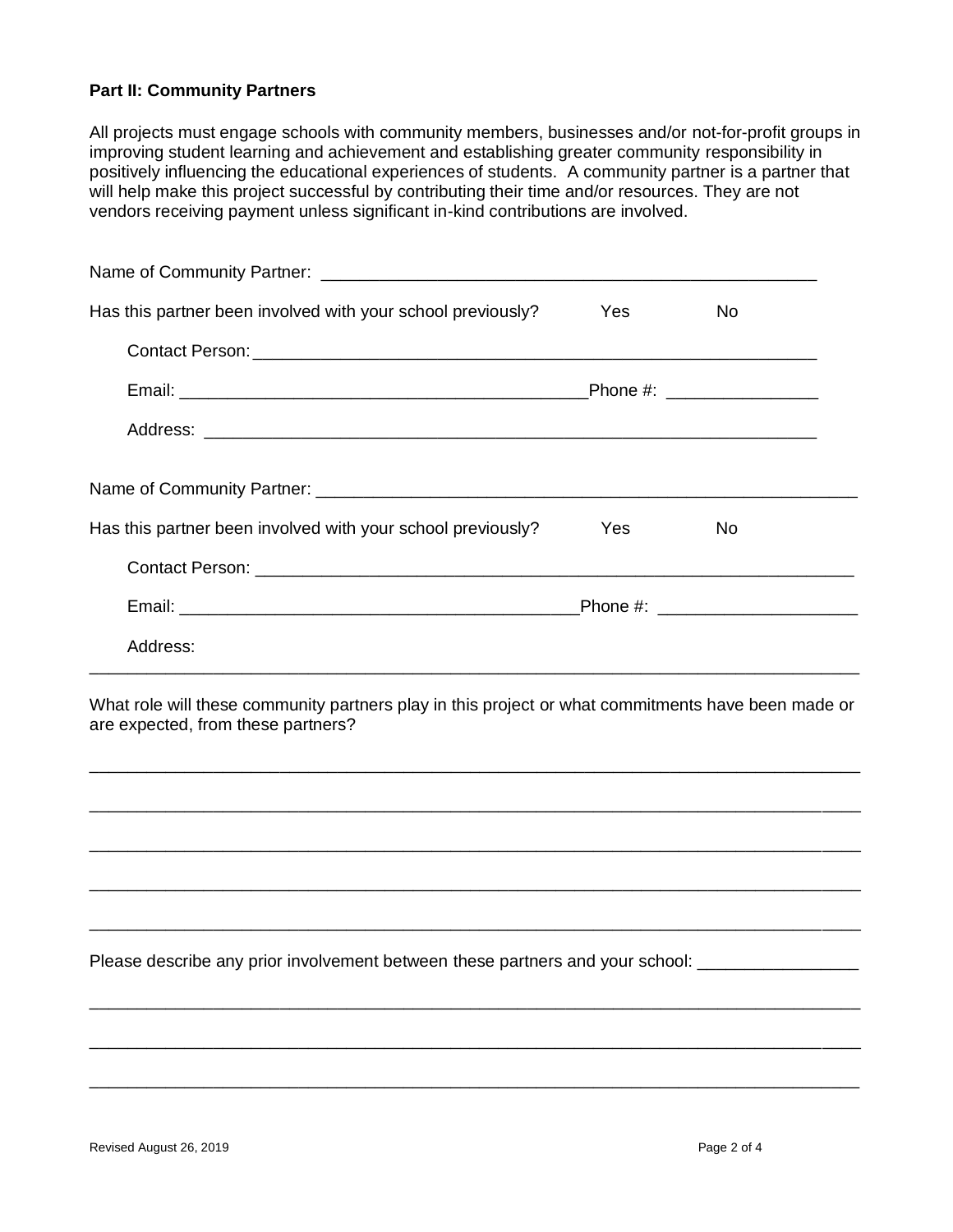**Part II: Community Partners**

All projects must engage schools with community members, businesses and/or not-for-profit groups in improving student learning and achievement and establishing greater community responsibility in positively influencing the educational experiences of students. A community partner is a partner that will help make this project successful by contributing their time and/or resources. They are not vendors receiving payment unless significant in-kind contributions are involved.

Name of Community Partner: ___________________________________________________

Has this partner been involved with your school previously? Yes No

Contact Person: ___________________________________________________________

Email: ___________________________________________Phone #: ________________

Address: _________________________________________________________________

Name of Community Partner: __________________________________________________________

Has this partner been involved with your school previously? Yes No

Contact Person: _________________________________________________________________

Email: __________________________________________Phone #: ____________________

Address: ________________________________________________________________________________

What role will these community partners play in this project or what commitments have been made or are expected, from these partners?

________________________________________________________________________________

________________________________________________________________________________

________________________________________________________________________________

________________________________________________________________________________

________________________________________________________________________________

Please describe any prior involvement between these partners and your school: ________________

________________________________________________________________________________

________________________________________________________________________________

________________________________________________________________________________

Revised August 26, 2019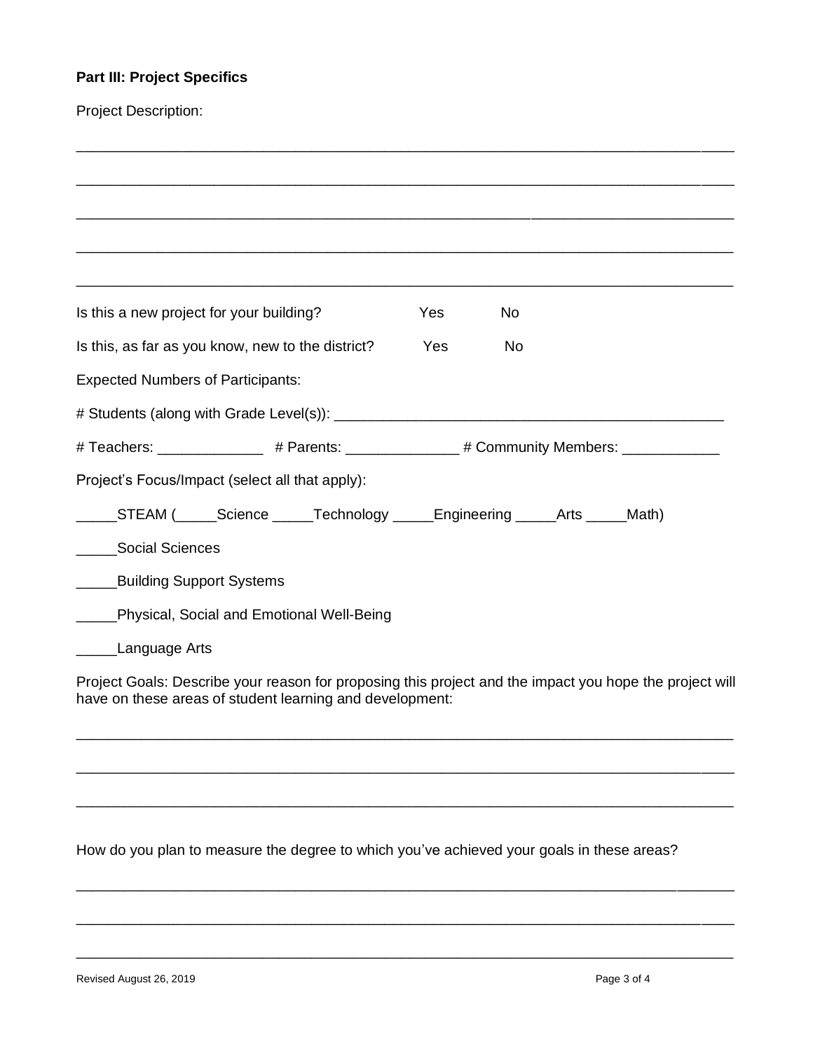**Part III: Project Specifics**

Project Description:

\_\_\_\_\_\_\_\_\_\_\_\_\_\_\_\_\_\_\_\_\_\_\_\_\_\_\_\_\_\_\_\_\_\_\_\_\_\_\_\_\_\_\_\_\_\_\_\_\_\_\_\_\_\_\_\_\_\_\_\_\_\_\_\_\_\_\_\_\_\_\_\_\_\_\_\_

\_\_\_\_\_\_\_\_\_\_\_\_\_\_\_\_\_\_\_\_\_\_\_\_\_\_\_\_\_\_\_\_\_\_\_\_\_\_\_\_\_\_\_\_\_\_\_\_\_\_\_\_\_\_\_\_\_\_\_\_\_\_\_\_\_\_\_\_\_\_\_\_\_\_\_\_

\_\_\_\_\_\_\_\_\_\_\_\_\_\_\_\_\_\_\_\_\_\_\_\_\_\_\_\_\_\_\_\_\_\_\_\_\_\_\_\_\_\_\_\_\_\_\_\_\_\_\_\_\_\_\_\_\_\_\_\_\_\_\_\_\_\_\_\_\_\_\_\_\_\_\_\_

\_\_\_\_\_\_\_\_\_\_\_\_\_\_\_\_\_\_\_\_\_\_\_\_\_\_\_\_\_\_\_\_\_\_\_\_\_\_\_\_\_\_\_\_\_\_\_\_\_\_\_\_\_\_\_\_\_\_\_\_\_\_\_\_\_\_\_\_\_\_\_\_\_\_\_\_

\_\_\_\_\_\_\_\_\_\_\_\_\_\_\_\_\_\_\_\_\_\_\_\_\_\_\_\_\_\_\_\_\_\_\_\_\_\_\_\_\_\_\_\_\_\_\_\_\_\_\_\_\_\_\_\_\_\_\_\_\_\_\_\_\_\_\_\_\_\_\_\_\_\_\_\_

Is this a new project for your building? Yes No

Is this, as far as you know, new to the district? Yes No

Expected Numbers of Participants:

# Students (along with Grade Level(s)): \_\_\_\_\_\_\_\_\_\_\_\_\_\_\_\_\_\_\_\_\_\_\_\_\_\_\_\_\_\_\_\_\_\_\_\_\_\_\_\_\_\_\_\_

# Teachers: \_\_\_\_\_\_\_\_\_\_\_\_ # Parents: \_\_\_\_\_\_\_\_\_\_\_\_\_ # Community Members: \_\_\_\_\_\_\_\_\_\_\_

Project's Focus/Impact (select all that apply):

\_\_\_\_\_STEAM (\_\_\_\_\_Science \_\_\_\_\_Technology \_\_\_\_\_Engineering \_\_\_\_\_Arts \_\_\_\_\_Math)

\_\_\_\_\_Social Sciences

\_\_\_\_\_Building Support Systems

\_\_\_\_\_Physical, Social and Emotional Well-Being

\_\_\_\_\_Language Arts

Project Goals: Describe your reason for proposing this project and the impact you hope the project will have on these areas of student learning and development:

\_\_\_\_\_\_\_\_\_\_\_\_\_\_\_\_\_\_\_\_\_\_\_\_\_\_\_\_\_\_\_\_\_\_\_\_\_\_\_\_\_\_\_\_\_\_\_\_\_\_\_\_\_\_\_\_\_\_\_\_\_\_\_\_\_\_\_\_\_\_\_\_\_\_\_\_

\_\_\_\_\_\_\_\_\_\_\_\_\_\_\_\_\_\_\_\_\_\_\_\_\_\_\_\_\_\_\_\_\_\_\_\_\_\_\_\_\_\_\_\_\_\_\_\_\_\_\_\_\_\_\_\_\_\_\_\_\_\_\_\_\_\_\_\_\_\_\_\_\_\_\_\_

\_\_\_\_\_\_\_\_\_\_\_\_\_\_\_\_\_\_\_\_\_\_\_\_\_\_\_\_\_\_\_\_\_\_\_\_\_\_\_\_\_\_\_\_\_\_\_\_\_\_\_\_\_\_\_\_\_\_\_\_\_\_\_\_\_\_\_\_\_\_\_\_\_\_\_\_

How do you plan to measure the degree to which you've achieved your goals in these areas?

\_\_\_\_\_\_\_\_\_\_\_\_\_\_\_\_\_\_\_\_\_\_\_\_\_\_\_\_\_\_\_\_\_\_\_\_\_\_\_\_\_\_\_\_\_\_\_\_\_\_\_\_\_\_\_\_\_\_\_\_\_\_\_\_\_\_\_\_\_\_\_\_\_\_\_\_

\_\_\_\_\_\_\_\_\_\_\_\_\_\_\_\_\_\_\_\_\_\_\_\_\_\_\_\_\_\_\_\_\_\_\_\_\_\_\_\_\_\_\_\_\_\_\_\_\_\_\_\_\_\_\_\_\_\_\_\_\_\_\_\_\_\_\_\_\_\_\_\_\_\_\_\_

\_\_\_\_\_\_\_\_\_\_\_\_\_\_\_\_\_\_\_\_\_\_\_\_\_\_\_\_\_\_\_\_\_\_\_\_\_\_\_\_\_\_\_\_\_\_\_\_\_\_\_\_\_\_\_\_\_\_\_\_\_\_\_\_\_\_\_\_\_\_\_\_\_\_\_\_

Revised August 26, 2019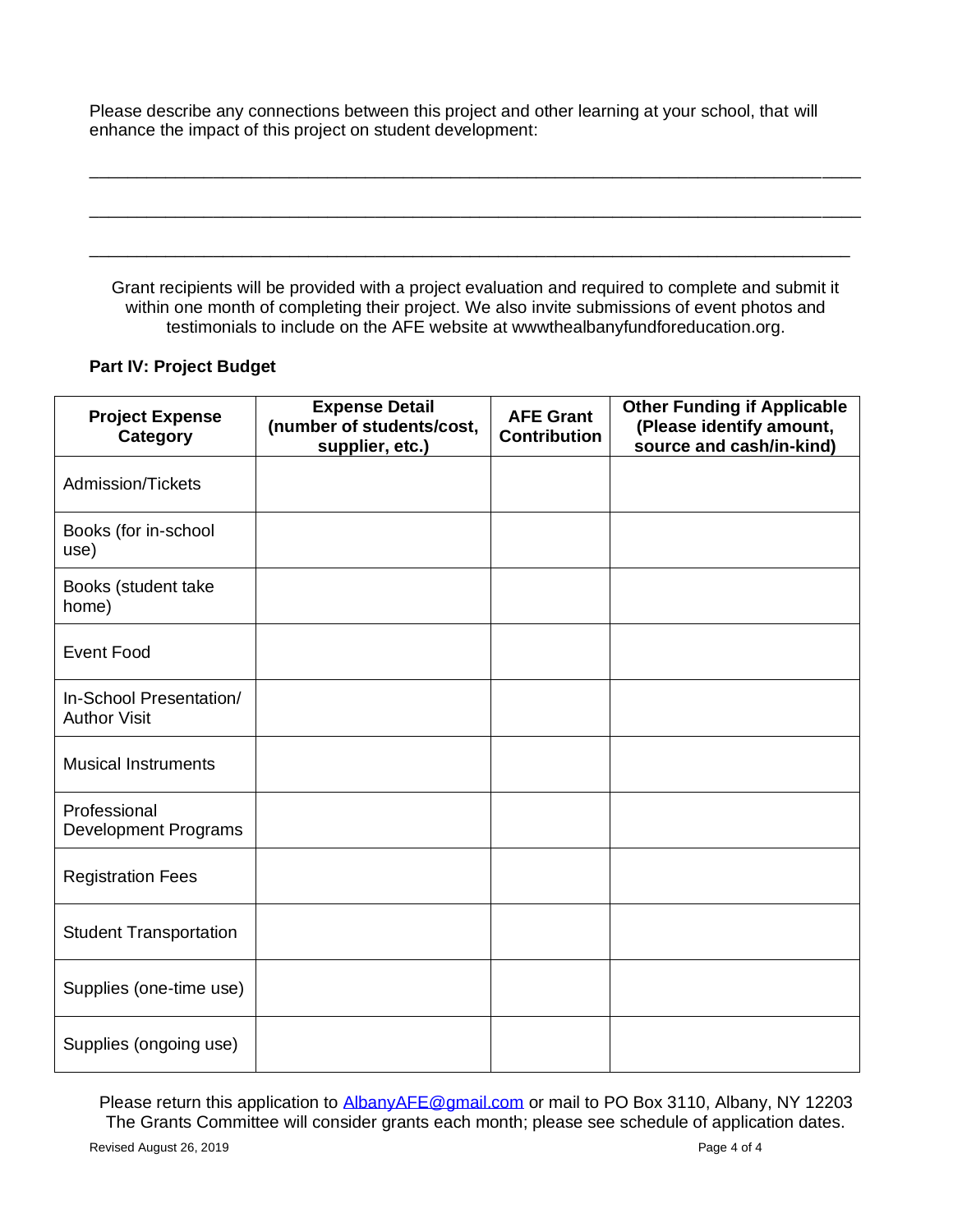Please describe any connections between this project and other learning at your school, that will enhance the impact of this project on student development:

_______________________________________________________________________________

_______________________________________________________________________________

_______________________________________________________________________________

Grant recipients will be provided with a project evaluation and required to complete and submit it within one month of completing their project. We also invite submissions of event photos and testimonials to include on the AFE website at wwwthealbanyfundforeducation.org.

**Part IV: Project Budget**

| Project Expense Category | Expense Detail (number of students/cost, supplier, etc.) | AFE Grant Contribution | Other Funding if Applicable (Please identify amount, source and cash/in-kind) |
|---|---|---|---|
| Admission/Tickets | | | |
| Books (for in-school use) | | | |
| Books (student take home) | | | |
| Event Food | | | |
| In-School Presentation/ Author Visit | | | |
| Musical Instruments | | | |
| Professional Development Programs | | | |
| Registration Fees | | | |
| Student Transportation | | | |
| Supplies (one-time use) | | | |
| Supplies (ongoing use) | | | |

Please return this application to AlbanyAFE@gmail.com or mail to PO Box 3110, Albany, NY 12203
The Grants Committee will consider grants each month; please see schedule of application dates.

Revised August 26, 2019